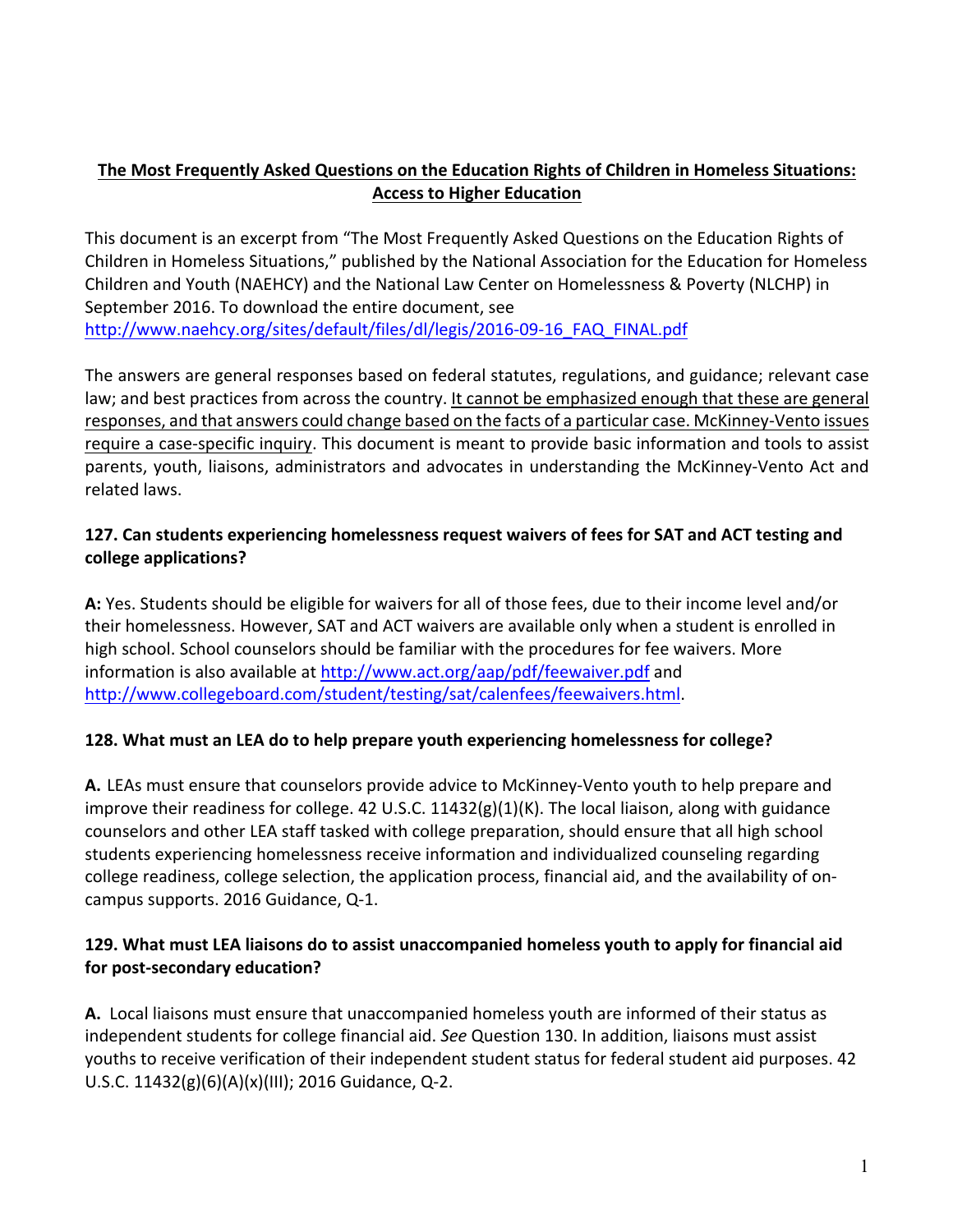# The Most Frequently Asked Questions on the Education Rights of Children in Homeless Situations: Access to Higher Education

This document is an excerpt from "The Most Frequently Asked Questions on the Education Rights of Children in Homeless Situations," published by the National Association for the Education for Homeless Children and Youth (NAEHCY) and the National Law Center on Homelessness & Poverty (NLCHP) in September 2016. To download the entire document, see http://www.naehcy.org/sites/default/files/dl/legis/2016-09-16_FAQ_FINAL.pdf

The answers are general responses based on federal statutes, regulations, and guidance; relevant case law; and best practices from across the country. It cannot be emphasized enough that these are general responses, and that answers could change based on the facts of a particular case. McKinney-Vento issues require a case-specific inquiry. This document is meant to provide basic information and tools to assist parents, youth, liaisons, administrators and advocates in understanding the McKinney-Vento Act and related laws.

### 127. Can students experiencing homelessness request waivers of fees for SAT and ACT testing and college applications?

**A:** Yes. Students should be eligible for waivers for all of those fees, due to their income level and/or their homelessness. However, SAT and ACT waivers are available only when a student is enrolled in high school. School counselors should be familiar with the procedures for fee waivers. More information is also available at http://www.act.org/aap/pdf/feewaiver.pdf and http://www.collegeboard.com/student/testing/sat/calenfees/feewaivers.html.

### 128. What must an LEA do to help prepare youth experiencing homelessness for college?

**A.** LEAs must ensure that counselors provide advice to McKinney-Vento youth to help prepare and improve their readiness for college. 42 U.S.C. 11432(g)(1)(K). The local liaison, along with guidance counselors and other LEA staff tasked with college preparation, should ensure that all high school students experiencing homelessness receive information and individualized counseling regarding college readiness, college selection, the application process, financial aid, and the availability of on-campus supports. 2016 Guidance, Q-1.

### 129. What must LEA liaisons do to assist unaccompanied homeless youth to apply for financial aid for post-secondary education?

**A.** Local liaisons must ensure that unaccompanied homeless youth are informed of their status as independent students for college financial aid. *See* Question 130. In addition, liaisons must assist youths to receive verification of their independent student status for federal student aid purposes. 42 U.S.C. 11432(g)(6)(A)(x)(III); 2016 Guidance, Q-2.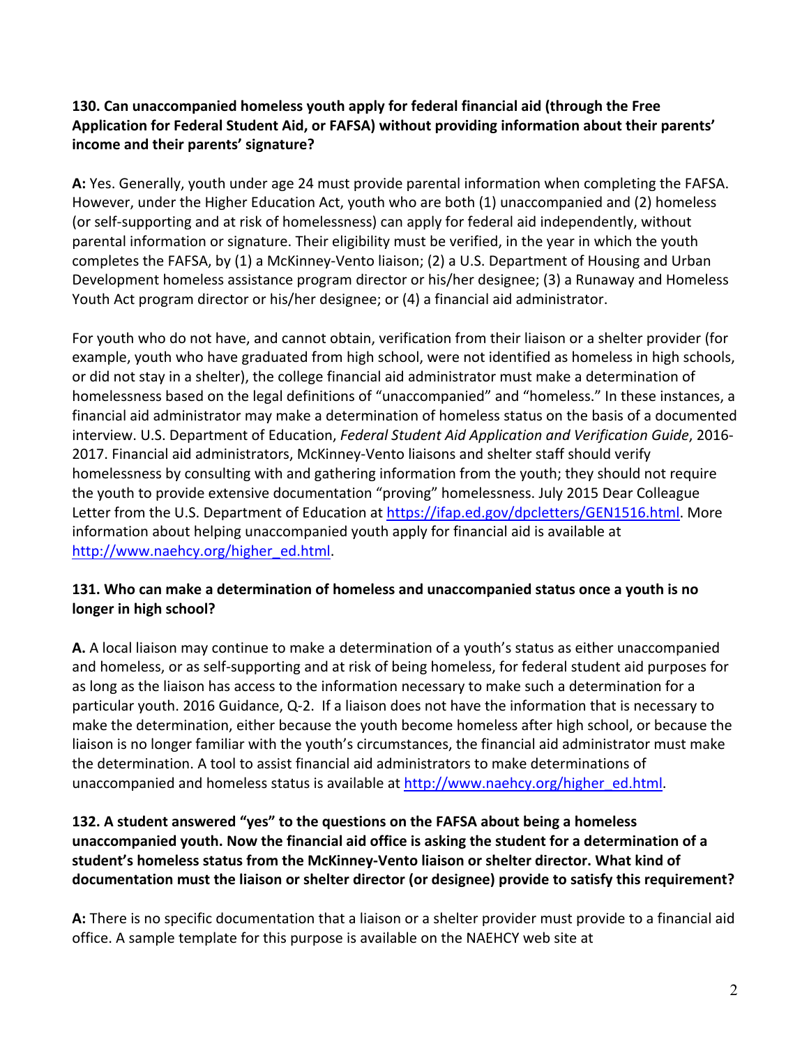**130. Can unaccompanied homeless youth apply for federal financial aid (through the Free Application for Federal Student Aid, or FAFSA) without providing information about their parents' income and their parents' signature?**

**A:** Yes. Generally, youth under age 24 must provide parental information when completing the FAFSA. However, under the Higher Education Act, youth who are both (1) unaccompanied and (2) homeless (or self-supporting and at risk of homelessness) can apply for federal aid independently, without parental information or signature. Their eligibility must be verified, in the year in which the youth completes the FAFSA, by (1) a McKinney-Vento liaison; (2) a U.S. Department of Housing and Urban Development homeless assistance program director or his/her designee; (3) a Runaway and Homeless Youth Act program director or his/her designee; or (4) a financial aid administrator.

For youth who do not have, and cannot obtain, verification from their liaison or a shelter provider (for example, youth who have graduated from high school, were not identified as homeless in high schools, or did not stay in a shelter), the college financial aid administrator must make a determination of homelessness based on the legal definitions of "unaccompanied" and "homeless." In these instances, a financial aid administrator may make a determination of homeless status on the basis of a documented interview. U.S. Department of Education, *Federal Student Aid Application and Verification Guide*, 2016-2017. Financial aid administrators, McKinney-Vento liaisons and shelter staff should verify homelessness by consulting with and gathering information from the youth; they should not require the youth to provide extensive documentation "proving" homelessness. July 2015 Dear Colleague Letter from the U.S. Department of Education at https://ifap.ed.gov/dpcletters/GEN1516.html. More information about helping unaccompanied youth apply for financial aid is available at http://www.naehcy.org/higher_ed.html.

**131. Who can make a determination of homeless and unaccompanied status once a youth is no longer in high school?**

**A.** A local liaison may continue to make a determination of a youth's status as either unaccompanied and homeless, or as self-supporting and at risk of being homeless, for federal student aid purposes for as long as the liaison has access to the information necessary to make such a determination for a particular youth. 2016 Guidance, Q-2. If a liaison does not have the information that is necessary to make the determination, either because the youth become homeless after high school, or because the liaison is no longer familiar with the youth's circumstances, the financial aid administrator must make the determination. A tool to assist financial aid administrators to make determinations of unaccompanied and homeless status is available at http://www.naehcy.org/higher_ed.html.

**132. A student answered "yes" to the questions on the FAFSA about being a homeless unaccompanied youth. Now the financial aid office is asking the student for a determination of a student's homeless status from the McKinney-Vento liaison or shelter director. What kind of documentation must the liaison or shelter director (or designee) provide to satisfy this requirement?**

**A:** There is no specific documentation that a liaison or a shelter provider must provide to a financial aid office. A sample template for this purpose is available on the NAEHCY web site at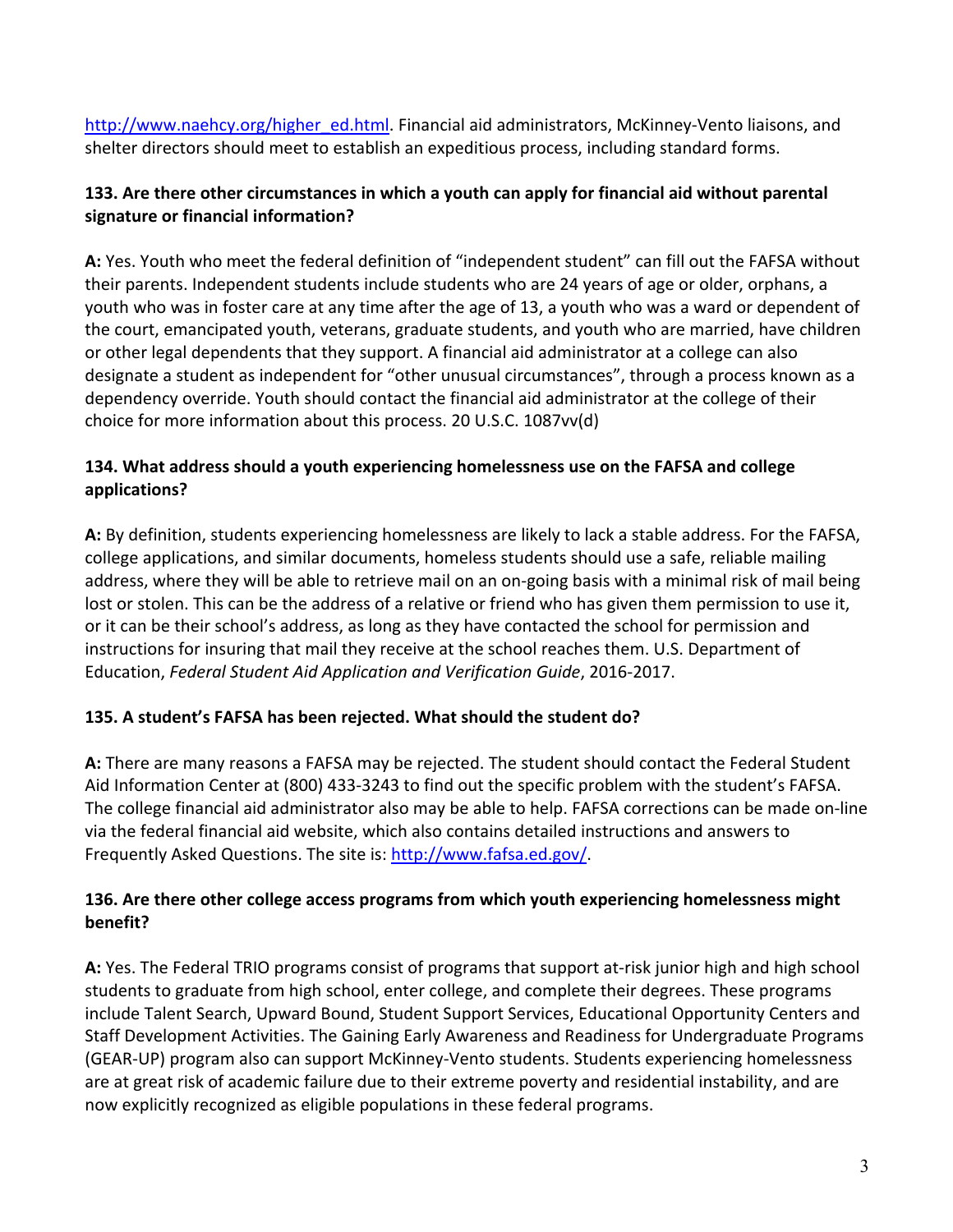http://www.naehcy.org/higher_ed.html. Financial aid administrators, McKinney-Vento liaisons, and shelter directors should meet to establish an expeditious process, including standard forms.

**133. Are there other circumstances in which a youth can apply for financial aid without parental signature or financial information?**

**A:** Yes. Youth who meet the federal definition of "independent student" can fill out the FAFSA without their parents. Independent students include students who are 24 years of age or older, orphans, a youth who was in foster care at any time after the age of 13, a youth who was a ward or dependent of the court, emancipated youth, veterans, graduate students, and youth who are married, have children or other legal dependents that they support. A financial aid administrator at a college can also designate a student as independent for "other unusual circumstances", through a process known as a dependency override. Youth should contact the financial aid administrator at the college of their choice for more information about this process. 20 U.S.C. 1087vv(d)

**134. What address should a youth experiencing homelessness use on the FAFSA and college applications?**

**A:** By definition, students experiencing homelessness are likely to lack a stable address. For the FAFSA, college applications, and similar documents, homeless students should use a safe, reliable mailing address, where they will be able to retrieve mail on an on-going basis with a minimal risk of mail being lost or stolen. This can be the address of a relative or friend who has given them permission to use it, or it can be their school's address, as long as they have contacted the school for permission and instructions for insuring that mail they receive at the school reaches them. U.S. Department of Education, *Federal Student Aid Application and Verification Guide*, 2016-2017.

**135. A student's FAFSA has been rejected. What should the student do?**

**A:** There are many reasons a FAFSA may be rejected. The student should contact the Federal Student Aid Information Center at (800) 433-3243 to find out the specific problem with the student's FAFSA. The college financial aid administrator also may be able to help. FAFSA corrections can be made on-line via the federal financial aid website, which also contains detailed instructions and answers to Frequently Asked Questions. The site is: http://www.fafsa.ed.gov/.

**136. Are there other college access programs from which youth experiencing homelessness might benefit?**

**A:** Yes. The Federal TRIO programs consist of programs that support at-risk junior high and high school students to graduate from high school, enter college, and complete their degrees. These programs include Talent Search, Upward Bound, Student Support Services, Educational Opportunity Centers and Staff Development Activities. The Gaining Early Awareness and Readiness for Undergraduate Programs (GEAR-UP) program also can support McKinney-Vento students. Students experiencing homelessness are at great risk of academic failure due to their extreme poverty and residential instability, and are now explicitly recognized as eligible populations in these federal programs.